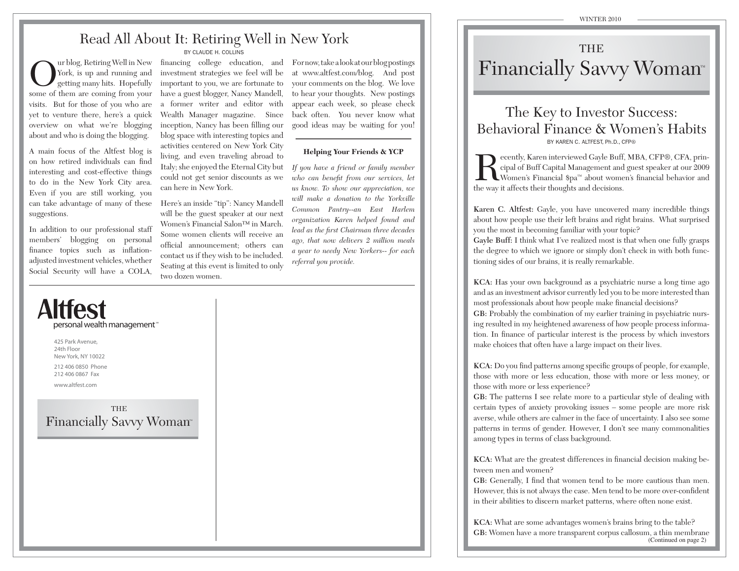# Read All About It: Retiring Well in New York

BY CLAUDE H. COLLINS

Our blog, Retiring Well in New York, is up and running and getting many hits. Hopefully some of them are coming from your visits. But for those of you who are yet to venture there, here's a quick overview on what we're blogging about and who is doing the blogging.

A main focus of the Altfest blog is on how retired individuals can find interesting and cost-effective things to do in the New York City area. Even if you are still working, you can take advantage of many of these suggestions.

In addition to our professional staff members' blogging on personal finance topics such as inflation-adjusted investment vehicles, whether Social Security will have a COLA, financing college education, and investment strategies we feel will be important to you, we are fortunate to have a guest blogger, Nancy Mandell, a former writer and editor with Wealth Manager magazine. Since inception, Nancy has been filling our blog space with interesting topics and activities centered on New York City living, and even traveling abroad to Italy; she enjoyed the Eternal City but could not get senior discounts as we can here in New York.

Here's an inside "tip": Nancy Mandell will be the guest speaker at our next Women's Financial Salon™ in March. Some women clients will receive an official announcement; others can contact us if they wish to be included. Seating at this event is limited to only two dozen women.

For now, take a look at our blog postings at www.altfest.com/blog. And post your comments on the blog. We love to hear your thoughts. New postings appear each week, so please check back often. You never know what good ideas may be waiting for you!

---

**Helping Your Friends & YCP**

*If you have a friend or family member who can benefit from our services, let us know. To show our appreciation, we will make a donation to the Yorkville Common Pantry--an East Harlem organization Karen helped found and lead as the first Chairman three decades ago, that now delivers 2 million meals a year to needy New Yorkers-- for each referral you provide.*

---

**Altfest**
personal wealth management℠

425 Park Avenue,
24th Floor
New York, NY 10022

212 406 0850 Phone
212 406 0867 Fax

www.altfest.com

THE
Financially Savvy Woman™

---

WINTER 2010

# THE Financially Savvy Woman™

## The Key to Investor Success: Behavioral Finance & Women's Habits

BY KAREN C. ALTFEST, Ph.D., CFP®

Recently, Karen interviewed Gayle Buff, MBA, CFP®, CFA, principal of Buff Capital Management and guest speaker at our 2009 Women's Financial $pa™ about women's financial behavior and the way it affects their thoughts and decisions.

**Karen C. Altfest:** Gayle, you have uncovered many incredible things about how people use their left brains and right brains. What surprised you the most in becoming familiar with your topic?
**Gayle Buff:** I think what I've realized most is that when one fully grasps the degree to which we ignore or simply don't check in with both functioning sides of our brains, it is really remarkable.

**KCA:** Has your own background as a psychiatric nurse a long time ago and as an investment advisor currently led you to be more interested than most professionals about how people make financial decisions?
**GB:** Probably the combination of my earlier training in psychiatric nursing resulted in my heightened awareness of how people process information. In finance of particular interest is the process by which investors make choices that often have a large impact on their lives.

**KCA:** Do you find patterns among specific groups of people, for example, those with more or less education, those with more or less money, or those with more or less experience?
**GB:** The patterns I see relate more to a particular style of dealing with certain types of anxiety provoking issues – some people are more risk averse, while others are calmer in the face of uncertainty. I also see some patterns in terms of gender. However, I don't see many commonalities among types in terms of class background.

**KCA:** What are the greatest differences in financial decision making between men and women?
**GB:** Generally, I find that women tend to be more cautious than men. However, this is not always the case. Men tend to be more over-confident in their abilities to discern market patterns, where often none exist.

**KCA:** What are some advantages women's brains bring to the table?
**GB:** Women have a more transparent corpus callosum, a thin membrane

(Continued on page 2)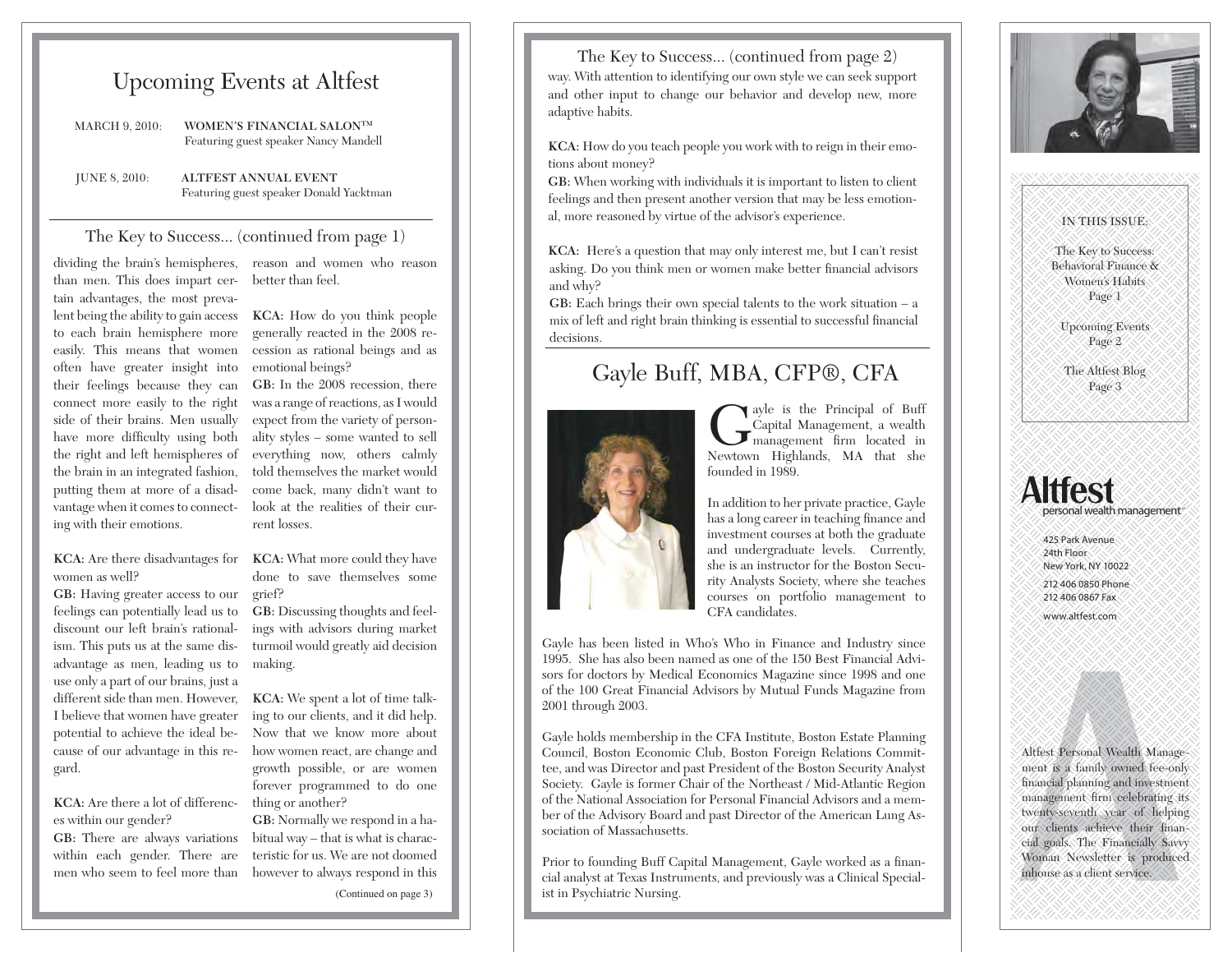## Upcoming Events at Altfest

MARCH 9, 2010: **WOMEN'S FINANCIAL SALON™**
Featuring guest speaker Nancy Mandell

JUNE 8, 2010: **ALTFEST ANNUAL EVENT**
Featuring guest speaker Donald Yacktman

### The Key to Success... (continued from page 1)

dividing the brain's hemispheres, than men. This does impart certain advantages, the most prevalent being the ability to gain access to each brain hemisphere more easily. This means that women often have greater insight into their feelings because they can connect more easily to the right side of their brains. Men usually have more difficulty using both the right and left hemispheres of the brain in an integrated fashion, putting them at more of a disadvantage when it comes to connecting with their emotions.

**KCA:** Are there disadvantages for women as well?

**GB:** Having greater access to our feelings can potentially lead us to discount our left brain's rationalism. This puts us at the same disadvantage as men, leading us to use only a part of our brains, just a different side than men. However, I believe that women have greater potential to achieve the ideal because of our advantage in this regard.

**KCA:** Are there a lot of differences within our gender?

**GB:** There are always variations within each gender. There are men who seem to feel more than reason and women who reason better than feel.

**KCA:** How do you think people generally reacted in the 2008 recession as rational beings and as emotional beings?

**GB:** In the 2008 recession, there was a range of reactions, as I would expect from the variety of personality styles – some wanted to sell everything now, others calmly told themselves the market would come back, many didn't want to look at the realities of their current losses.

**KCA:** What more could they have done to save themselves some grief?

**GB:** Discussing thoughts and feelings with advisors during market turmoil would greatly aid decision making.

**KCA:** We spent a lot of time talking to our clients, and it did help. Now that we know more about how women react, are change and growth possible, or are women forever programmed to do one thing or another?

**GB:** Normally we respond in a habitual way – that is what is characteristic for us. We are not doomed however to always respond in this

(Continued on page 3)

### The Key to Success... (continued from page 2)

way. With attention to identifying our own style we can seek support and other input to change our behavior and develop new, more adaptive habits.

**KCA:** How do you teach people you work with to reign in their emotions about money?

**GB:** When working with individuals it is important to listen to client feelings and then present another version that may be less emotional, more reasoned by virtue of the advisor's experience.

**KCA:** Here's a question that may only interest me, but I can't resist asking. Do you think men or women make better financial advisors and why?

**GB:** Each brings their own special talents to the work situation – a mix of left and right brain thinking is essential to successful financial decisions.

## Gayle Buff, MBA, CFP®, CFA

Gayle is the Principal of Buff Capital Management, a wealth management firm located in Newtown Highlands, MA that she founded in 1989.

In addition to her private practice, Gayle has a long career in teaching finance and investment courses at both the graduate and undergraduate levels. Currently, she is an instructor for the Boston Security Analysts Society, where she teaches courses on portfolio management to CFA candidates.

Gayle has been listed in Who's Who in Finance and Industry since 1995. She has also been named as one of the 150 Best Financial Advisors for doctors by Medical Economics Magazine since 1998 and one of the 100 Great Financial Advisors by Mutual Funds Magazine from 2001 through 2003.

Gayle holds membership in the CFA Institute, Boston Estate Planning Council, Boston Economic Club, Boston Foreign Relations Committee, and was Director and past President of the Boston Security Analyst Society. Gayle is former Chair of the Northeast / Mid-Atlantic Region of the National Association for Personal Financial Advisors and a member of the Advisory Board and past Director of the American Lung Association of Massachusetts.

Prior to founding Buff Capital Management, Gayle worked as a financial analyst at Texas Instruments, and previously was a Clinical Specialist in Psychiatric Nursing.

IN THIS ISSUE:

The Key to Success: Behavioral Finance & Women's Habits
Page 1

Upcoming Events
Page 2

The Altfest Blog
Page 3

**Altfest** personal wealth management

425 Park Avenue
24th Floor
New York, NY 10022
212 406 0850 Phone
212 406 0867 Fax
www.altfest.com

Altfest Personal Wealth Management is a family owned fee-only financial planning and investment management firm celebrating its twenty-seventh year of helping our clients achieve their financial goals. The Financially Savvy Woman Newsletter is produced inhouse as a client service.